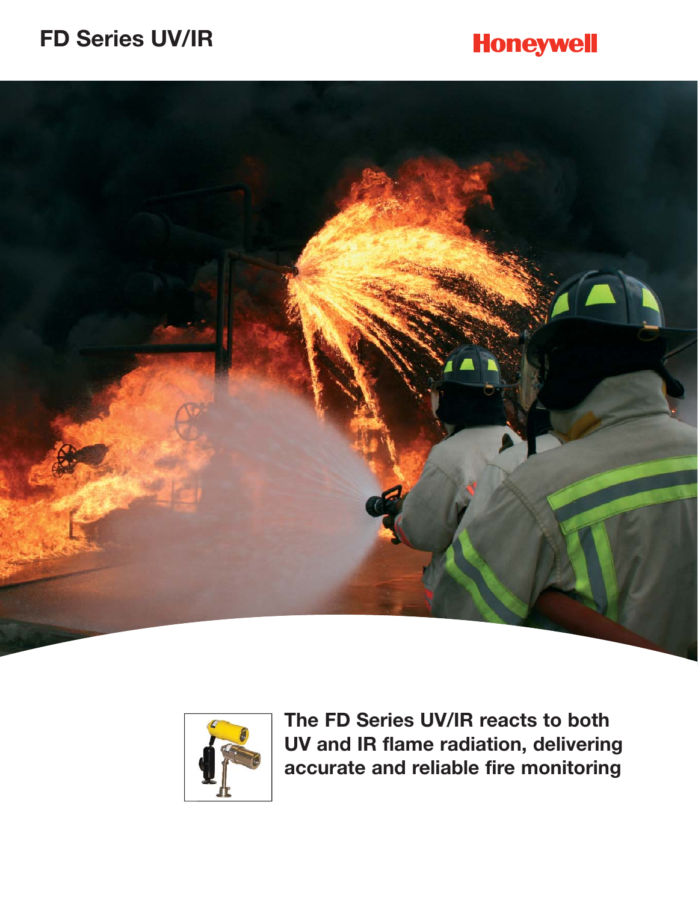# FD Series UV/IR

Honeywell

**The FD Series UV/IR reacts to both UV and IR flame radiation, delivering accurate and reliable fire monitoring**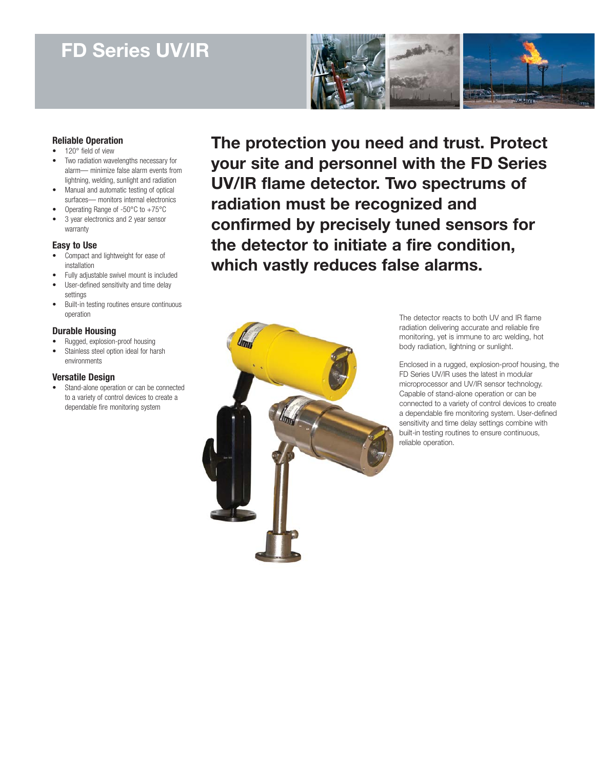# FD Series UV/IR

### Reliable Operation

- 120° field of view
- Two radiation wavelengths necessary for alarm— minimize false alarm events from lightning, welding, sunlight and radiation
- Manual and automatic testing of optical surfaces— monitors internal electronics
- Operating Range of -50°C to +75°C
- 3 year electronics and 2 year sensor warranty

### Easy to Use

- Compact and lightweight for ease of installation
- Fully adjustable swivel mount is included
- User-defined sensitivity and time delay settings
- Built-in testing routines ensure continuous operation

### Durable Housing

- Rugged, explosion-proof housing
- Stainless steel option ideal for harsh environments

### Versatile Design

- Stand-alone operation or can be connected to a variety of control devices to create a dependable fire monitoring system

## The protection you need and trust. Protect your site and personnel with the FD Series UV/IR flame detector. Two spectrums of radiation must be recognized and confirmed by precisely tuned sensors for the detector to initiate a fire condition, which vastly reduces false alarms.

The detector reacts to both UV and IR flame radiation delivering accurate and reliable fire monitoring, yet is immune to arc welding, hot body radiation, lightning or sunlight.

Enclosed in a rugged, explosion-proof housing, the FD Series UV/IR uses the latest in modular microprocessor and UV/IR sensor technology. Capable of stand-alone operation or can be connected to a variety of control devices to create a dependable fire monitoring system. User-defined sensitivity and time delay settings combine with built-in testing routines to ensure continuous, reliable operation.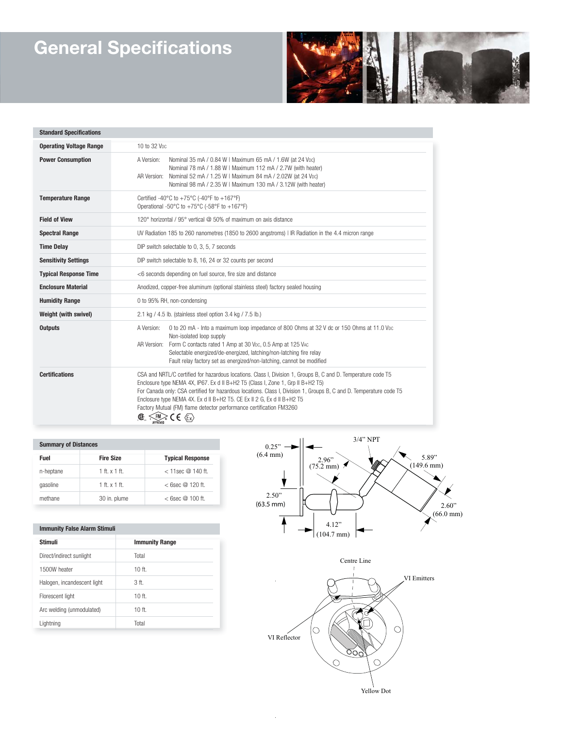# General Specifications

| Standard Specifications | |
|---|---|
| **Operating Voltage Range** | 10 to 32 VDC |
| **Power Consumption** | A Version: Nominal 35 mA / 0.84 W I Maximum 65 mA / 1.6W (at 24 VDC)<br>Nominal 78 mA / 1.88 W I Maximum 112 mA / 2.7W (with heater)<br>AR Version: Nominal 52 mA / 1.25 W I Maximum 84 mA / 2.02W (at 24 VDC)<br>Nominal 98 mA / 2.35 W I Maximum 130 mA / 3.12W (with heater) |
| **Temperature Range** | Certified -40°C to +75°C (-40°F to +167°F)<br>Operational -50°C to +75°C (-58°F to +167°F) |
| **Field of View** | 120° horizontal / 95° vertical @ 50% of maximum on axis distance |
| **Spectral Range** | UV Radiation 185 to 260 nanometres (1850 to 2600 angstroms) I IR Radiation in the 4.4 micron range |
| **Time Delay** | DIP switch selectable to 0, 3, 5, 7 seconds |
| **Sensitivity Settings** | DIP switch selectable to 8, 16, 24 or 32 counts per second |
| **Typical Response Time** | <6 seconds depending on fuel source, fire size and distance |
| **Enclosure Material** | Anodized, copper-free aluminum (optional stainless steel) factory sealed housing |
| **Humidity Range** | 0 to 95% RH, non-condensing |
| **Weight (with swivel)** | 2.1 kg / 4.5 lb. (stainless steel option 3.4 kg / 7.5 lb.) |
| **Outputs** | A Version: 0 to 20 mA - Into a maximum loop impedance of 800 Ohms at 32 V dc or 150 Ohms at 11.0 VDC<br>Non-isolated loop supply<br>AR Version: Form C contacts rated 1 Amp at 30 VDC, 0.5 Amp at 125 VAC<br>Selectable energized/de-energized, latching/non-latching fire relay<br>Fault relay factory set as energized/non-latching, cannot be modified |
| **Certifications** | CSA and NRTL/C certified for hazardous locations. Class I, Division 1, Groups B, C and D. Temperature code T5<br>Enclosure type NEMA 4X, IP67. Ex d II B+H2 T5 (Class I, Zone 1, Grp II B+H2 T5)<br>For Canada only: CSA certified for hazardous locations. Class I, Division 1, Groups B, C and D. Temperature code T5<br>Enclosure type NEMA 4X. Ex d II B+H2 T5. CE Ex II 2 G, Ex d II B+H2 T5<br>Factory Mutual (FM) flame detector performance certification FM3260 |

**Summary of Distances**

| Fuel | Fire Size | Typical Response |
|---|---|---|
| n-heptane | 1 ft. x 1 ft. | < 11sec @ 140 ft. |
| gasoline | 1 ft. x 1 ft. | < 6sec @ 120 ft. |
| methane | 30 in. plume | < 6sec @ 100 ft. |

**Immunity False Alarm Stimuli**

| Stimuli | Immunity Range |
|---|---|
| Direct/indirect sunlight | Total |
| 1500W heater | 10 ft. |
| Halogen, incandescent light | 3 ft. |
| Florescent light | 10 ft. |
| Arc welding (unmodulated) | 10 ft. |
| Lightning | Total |

0.25" (6.4 mm)
3/4" NPT
2.96" (75.2 mm)
5.89" (149.6 mm)
2.50" (63.5 mm)
2.60" (66.0 mm)
4.12" (104.7 mm)

Centre Line
VI Emitters
VI Reflector
Yellow Dot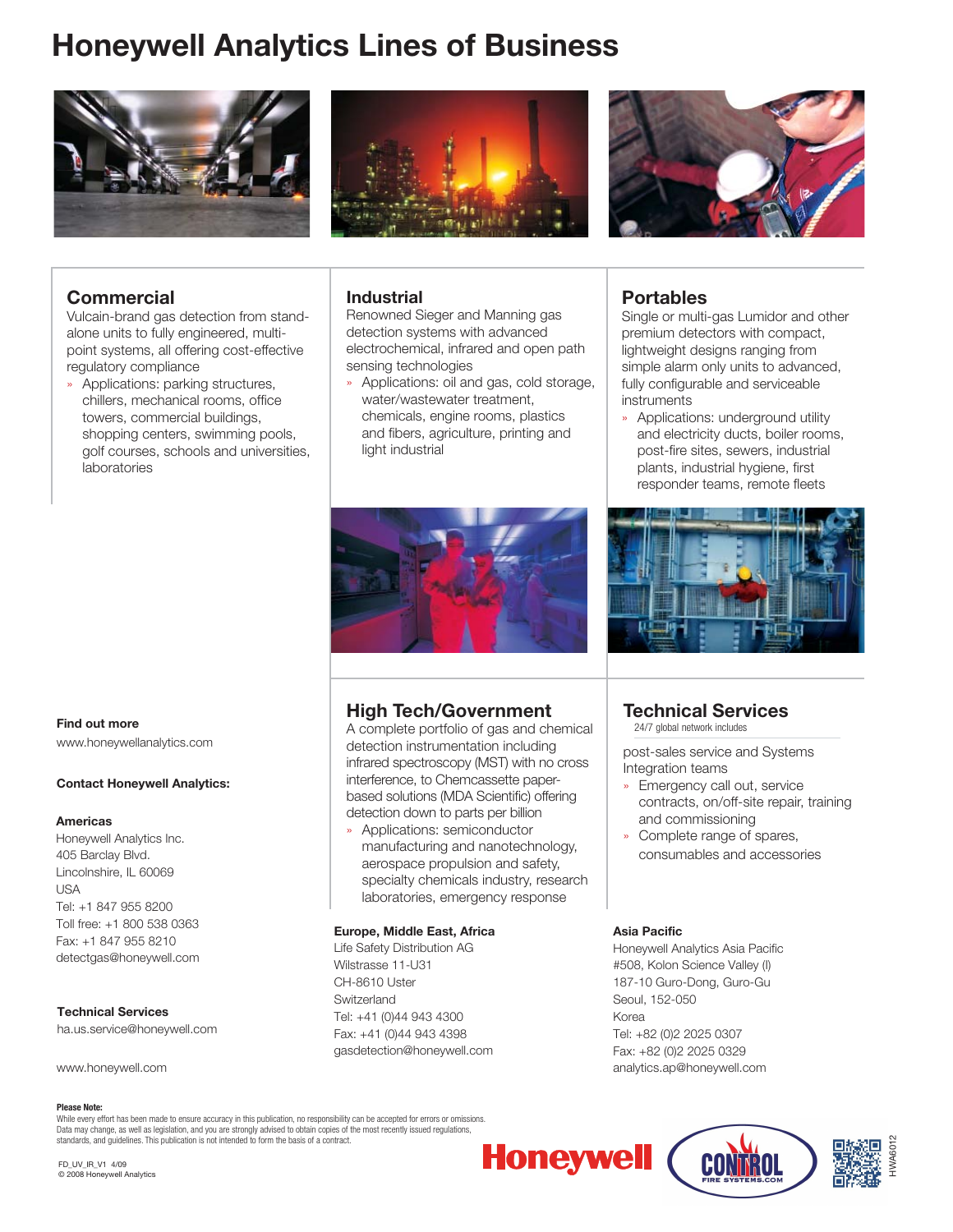# Honeywell Analytics Lines of Business

## Commercial

Vulcain-brand gas detection from stand-alone units to fully engineered, multi-point systems, all offering cost-effective regulatory compliance

- Applications: parking structures, chillers, mechanical rooms, office towers, commercial buildings, shopping centers, swimming pools, golf courses, schools and universities, laboratories

## Industrial

Renowned Sieger and Manning gas detection systems with advanced electrochemical, infrared and open path sensing technologies

- Applications: oil and gas, cold storage, water/wastewater treatment, chemicals, engine rooms, plastics and fibers, agriculture, printing and light industrial

## Portables

Single or multi-gas Lumidor and other premium detectors with compact, lightweight designs ranging from simple alarm only units to advanced, fully configurable and serviceable instruments

- Applications: underground utility and electricity ducts, boiler rooms, post-fire sites, sewers, industrial plants, industrial hygiene, first responder teams, remote fleets

## High Tech/Government

A complete portfolio of gas and chemical detection instrumentation including infrared spectroscopy (MST) with no cross interference, to Chemcassette paper-based solutions (MDA Scientific) offering detection down to parts per billion

- Applications: semiconductor manufacturing and nanotechnology, aerospace propulsion and safety, specialty chemicals industry, research laboratories, emergency response

## Technical Services

24/7 global network includes

post-sales service and Systems Integration teams

- Emergency call out, service contracts, on/off-site repair, training and commissioning
- Complete range of spares, consumables and accessories

**Find out more**

www.honeywellanalytics.com

**Contact Honeywell Analytics:**

**Americas**

Honeywell Analytics Inc.
405 Barclay Blvd.
Lincolnshire, IL 60069
USA
Tel: +1 847 955 8200
Toll free: +1 800 538 0363
Fax: +1 847 955 8210
detectgas@honeywell.com

**Technical Services**

ha.us.service@honeywell.com

www.honeywell.com

**Europe, Middle East, Africa**

Life Safety Distribution AG
Wilstrasse 11-U31
CH-8610 Uster
Switzerland
Tel: +41 (0)44 943 4300
Fax: +41 (0)44 943 4398
gasdetection@honeywell.com

**Asia Pacific**

Honeywell Analytics Asia Pacific
#508, Kolon Science Valley (I)
187-10 Guro-Dong, Guro-Gu
Seoul, 152-050
Korea
Tel: +82 (0)2 2025 0307
Fax: +82 (0)2 2025 0329
analytics.ap@honeywell.com

**Please Note:**
While every effort has been made to ensure accuracy in this publication, no responsibility can be accepted for errors or omissions. Data may change, as well as legislation, and you are strongly advised to obtain copies of the most recently issued regulations, standards, and guidelines. This publication is not intended to form the basis of a contract.

FD_UV_IR_V1 4/09
© 2008 Honeywell Analytics

Honeywell

CONTROL FIRE SYSTEMS.COM

HWA6012